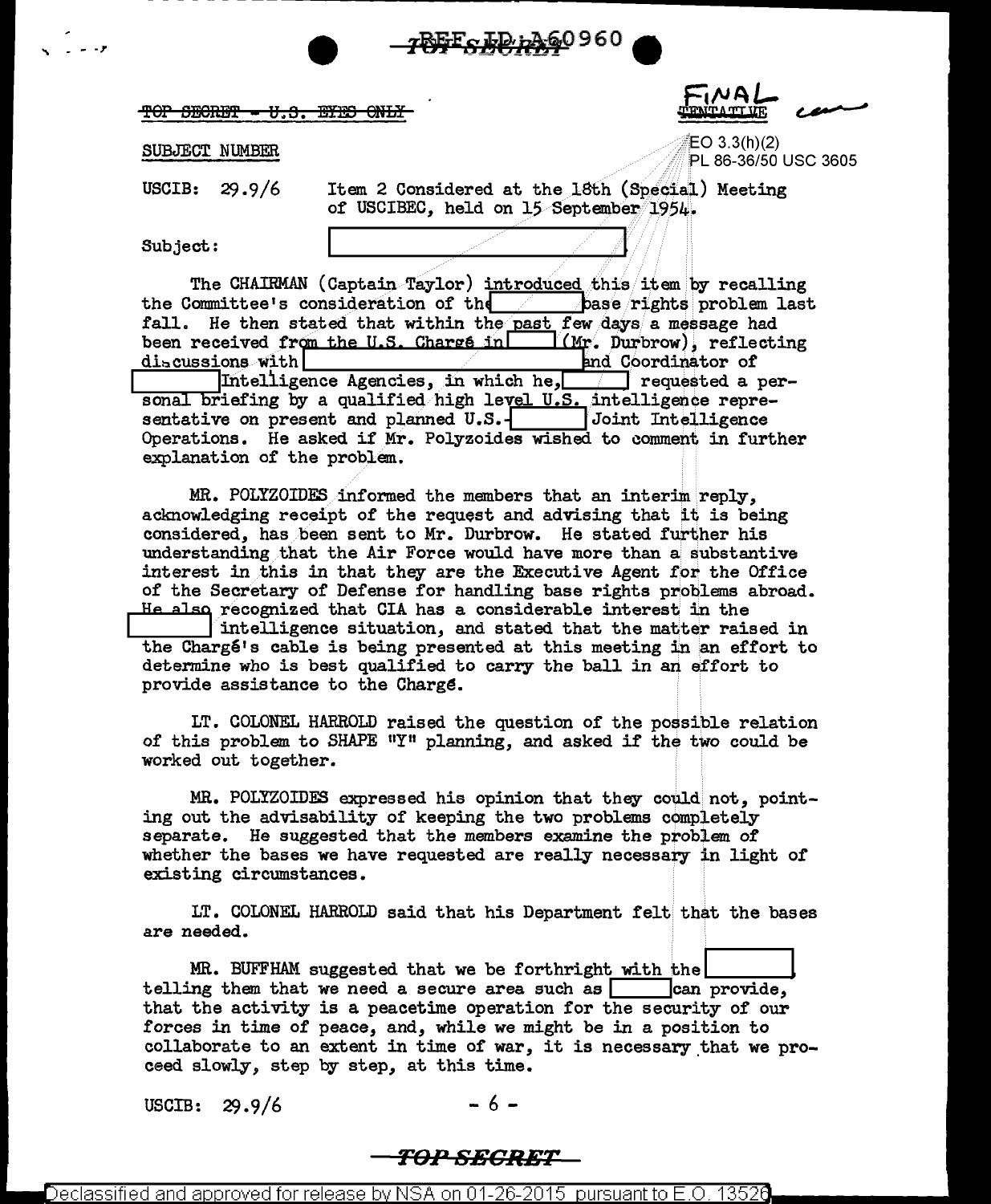REF ID:A60960

TOP SECRET - U.S. EYES ONLY

FINAL

EO 3.3(h)(2)
PL 86-36/50 USC 3605

SUBJECT NUMBER

USCIB: 29.9/6 Item 2 Considered at the 18th (Special) Meeting of USCIBEC, held on 15 September 1954.

Subject: [ ]

The CHAIRMAN (Captain Taylor) introduced this item by recalling the Committee's consideration of the [ ] base rights problem last fall. He then stated that within the past few days a message had been received from the U.S. Chargé in [ ] (Mr. Durbrow), reflecting discussions with [ ] and Coordinator of [ ] Intelligence Agencies, in which he, [ ] requested a personal briefing by a qualified high level U.S. intelligence representative on present and planned U.S.-[ ] Joint Intelligence Operations. He asked if Mr. Polyzoides wished to comment in further explanation of the problem.

MR. POLYZOIDES informed the members that an interim reply, acknowledging receipt of the request and advising that it is being considered, has been sent to Mr. Durbrow. He stated further his understanding that the Air Force would have more than a substantive interest in this in that they are the Executive Agent for the Office of the Secretary of Defense for handling base rights problems abroad. He also recognized that CIA has a considerable interest in the [ ] intelligence situation, and stated that the matter raised in the Chargé's cable is being presented at this meeting in an effort to determine who is best qualified to carry the ball in an effort to provide assistance to the Chargé.

LT. COLONEL HARROLD raised the question of the possible relation of this problem to SHAPE "Y" planning, and asked if the two could be worked out together.

MR. POLYZOIDES expressed his opinion that they could not, pointing out the advisability of keeping the two problems completely separate. He suggested that the members examine the problem of whether the bases we have requested are really necessary in light of existing circumstances.

LT. COLONEL HARROLD said that his Department felt that the bases are needed.

MR. BUFFHAM suggested that we be forthright with the [ ], telling them that we need a secure area such as [ ] can provide, that the activity is a peacetime operation for the security of our forces in time of peace, and, while we might be in a position to collaborate to an extent in time of war, it is necessary that we proceed slowly, step by step, at this time.

USCIB: 29.9/6

TOP SECRET

Declassified and approved for release by NSA on 01-26-2015 pursuant to E.O. 13526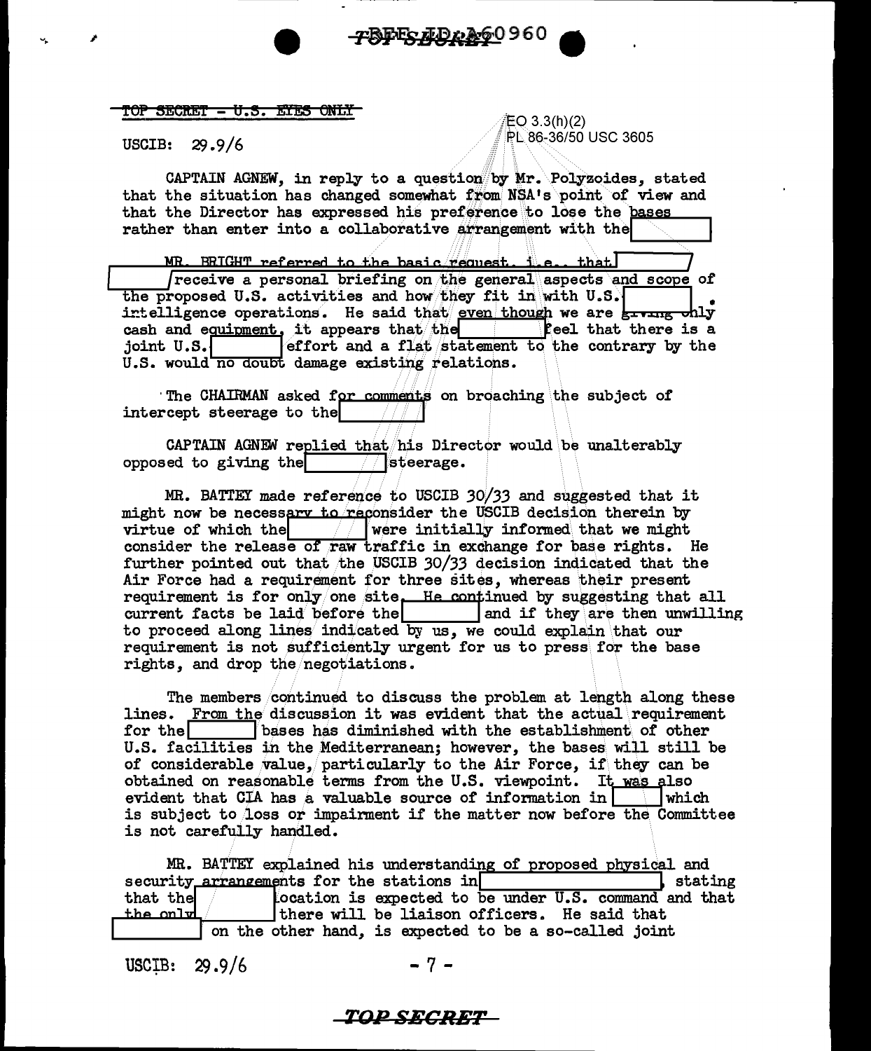TOP SECRET - U.S. EYES ONLY

EO 3.3(h)(2)
PL 86-36/50 USC 3605

USCIB: 29.9/6

CAPTAIN AGNEW, in reply to a question by Mr. Polyzoides, stated that the situation has changed somewhat from NSA's point of view and that the Director has expressed his preference to lose the bases rather than enter into a collaborative arrangement with the [ ]

MR. BRIGHT referred to the basic request, i.e., that [ ] receive a personal briefing on the general aspects and scope of the proposed U.S. activities and how they fit in with U.S. [ ] intelligence operations. He said that even though we are giving only cash and equipment, it appears that the [ ] feel that there is a joint U.S. [ ] effort and a flat statement to the contrary by the U.S. would no doubt damage existing relations.

The CHAIRMAN asked for comments on broaching the subject of intercept steerage to the [ ]

CAPTAIN AGNEW replied that his Director would be unalterably opposed to giving the [ ] steerage.

MR. BATTEY made reference to USCIB 30/33 and suggested that it might now be necessary to reconsider the USCIB decision therein by virtue of which the [ ] were initially informed that we might consider the release of raw traffic in exchange for base rights. He further pointed out that the USCIB 30/33 decision indicated that the Air Force had a requirement for three sites, whereas their present requirement is for only one site. He continued by suggesting that all current facts be laid before the [ ] and if they are then unwilling to proceed along lines indicated by us, we could explain that our requirement is not sufficiently urgent for us to press for the base rights, and drop the negotiations.

The members continued to discuss the problem at length along these lines. From the discussion it was evident that the actual requirement for the [ ] bases has diminished with the establishment of other U.S. facilities in the Mediterranean; however, the bases will still be of considerable value, particularly to the Air Force, if they can be obtained on reasonable terms from the U.S. viewpoint. It was also evident that CIA has a valuable source of information in [ ] which is subject to loss or impairment if the matter now before the Committee is not carefully handled.

MR. BATTEY explained his understanding of proposed physical and security arrangements for the stations in [ ], stating that the [ ] location is expected to be under U.S. command and that the only [ ] there will be liaison officers. He said that [ ] on the other hand, is expected to be a so-called joint

USCIB: 29.9/6

TOP SECRET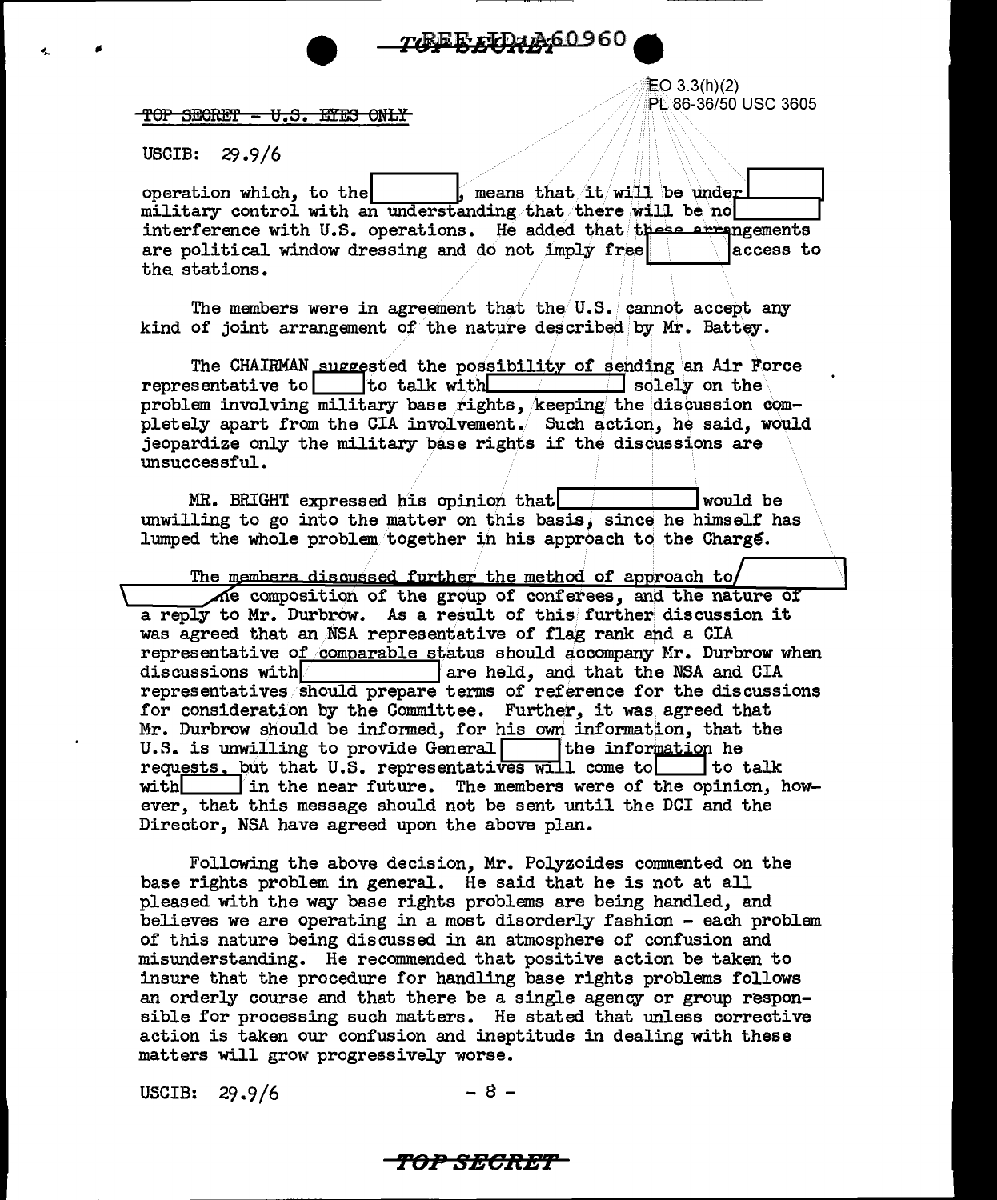~~TOP SECRET - U.S. EYES ONLY~~

USCIB: 29.9/6

operation which, to the [          ], means that it will be under [          ] military control with an understanding that there will be no [          ] interference with U.S. operations. He added that these arrangements are political window dressing and do not imply free [          ] access to the stations.

The members were in agreement that the U.S. cannot accept any kind of joint arrangement of the nature described by Mr. Battey.

The CHAIRMAN suggested the possibility of sending an Air Force representative to [     ] to talk with [          ] solely on the problem involving military base rights, keeping the discussion completely apart from the CIA involvement. Such action, he said, would jeopardize only the military base rights if the discussions are unsuccessful.

MR. BRIGHT expressed his opinion that [          ] would be unwilling to go into the matter on this basis, since he himself has lumped the whole problem together in his approach to the Chargé.

The members discussed further the method of approach to [          ] the composition of the group of conferees, and the nature of a reply to Mr. Durbrow. As a result of this further discussion it was agreed that an NSA representative of flag rank and a CIA representative of comparable status should accompany Mr. Durbrow when discussions with [          ] are held, and that the NSA and CIA representatives should prepare terms of reference for the discussions for consideration by the Committee. Further, it was agreed that Mr. Durbrow should be informed, for his own information, that the U.S. is unwilling to provide General [     ] the information he requests, but that U.S. representatives will come to [     ] to talk with [     ] in the near future. The members were of the opinion, however, that this message should not be sent until the DCI and the Director, NSA have agreed upon the above plan.

Following the above decision, Mr. Polyzoides commented on the base rights problem in general. He said that he is not at all pleased with the way base rights problems are being handled, and believes we are operating in a most disorderly fashion - each problem of this nature being discussed in an atmosphere of confusion and misunderstanding. He recommended that positive action be taken to insure that the procedure for handling base rights problems follows an orderly course and that there be a single agency or group responsible for processing such matters. He stated that unless corrective action is taken our confusion and ineptitude in dealing with these matters will grow progressively worse.

USCIB: 29.9/6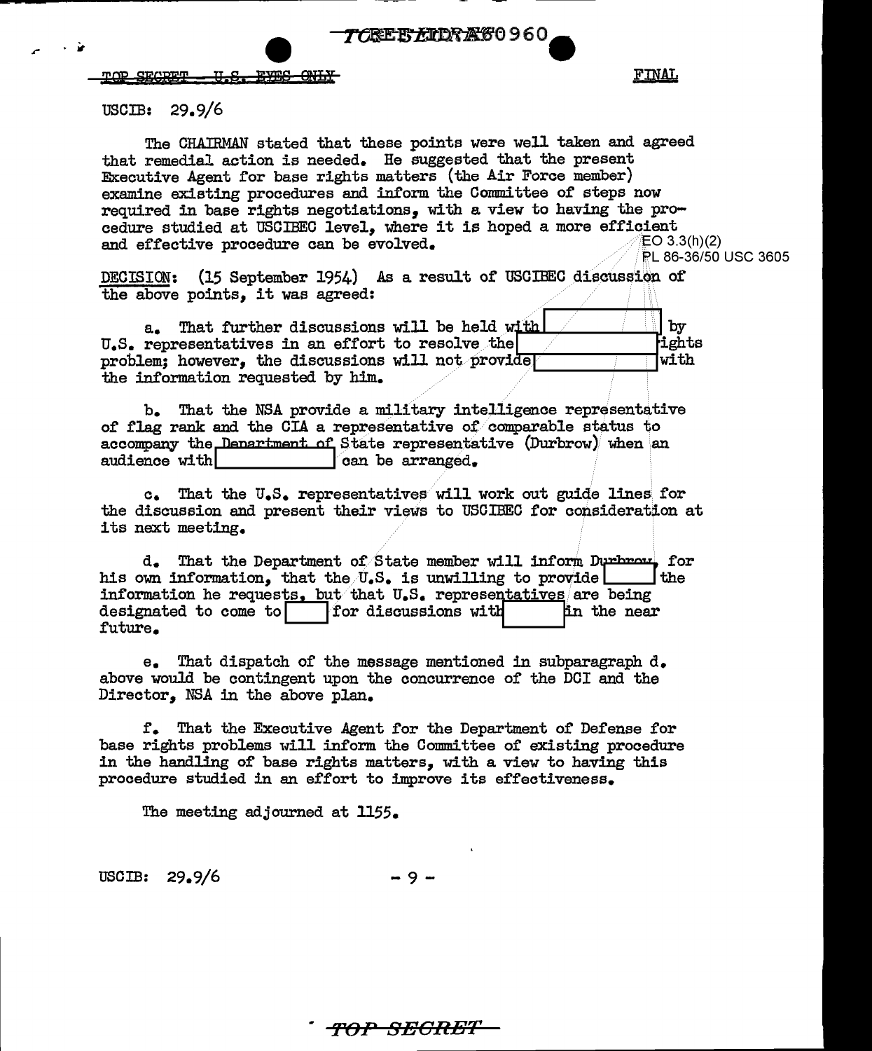TOP SECRET - U.S. EYES ONLY

FINAL

USCIB: 29.9/6

The CHAIRMAN stated that these points were well taken and agreed that remedial action is needed. He suggested that the present Executive Agent for base rights matters (the Air Force member) examine existing procedures and inform the Committee of steps now required in base rights negotiations, with a view to having the procedure studied at USCIBEC level, where it is hoped a more efficient and effective procedure can be evolved.

EO 3.3(h)(2)
PL 86-36/50 USC 3605

DECISION: (15 September 1954) As a result of USCIBEC discussion of the above points, it was agreed:

a. That further discussions will be held with [ ] by U.S. representatives in an effort to resolve the [ ]ights problem; however, the discussions will not provide [ ] with the information requested by him.

b. That the NSA provide a military intelligence representative of flag rank and the CIA a representative of comparable status to accompany the Department of State representative (Durbrow) when an audience with [ ] can be arranged.

c. That the U.S. representatives will work out guide lines for the discussion and present their views to USCIBEC for consideration at its next meeting.

d. That the Department of State member will inform Durbrow, for his own information, that the U.S. is unwilling to provide [ ] the information he requests, but that U.S. representatives are being designated to come to [ ] for discussions with [ ]in the near future.

e. That dispatch of the message mentioned in subparagraph d. above would be contingent upon the concurrence of the DCI and the Director, NSA in the above plan.

f. That the Executive Agent for the Department of Defense for base rights problems will inform the Committee of existing procedure in the handling of base rights matters, with a view to having this procedure studied in an effort to improve its effectiveness.

The meeting adjourned at 1155.

USCIB: 29.9/6

TOP SECRET